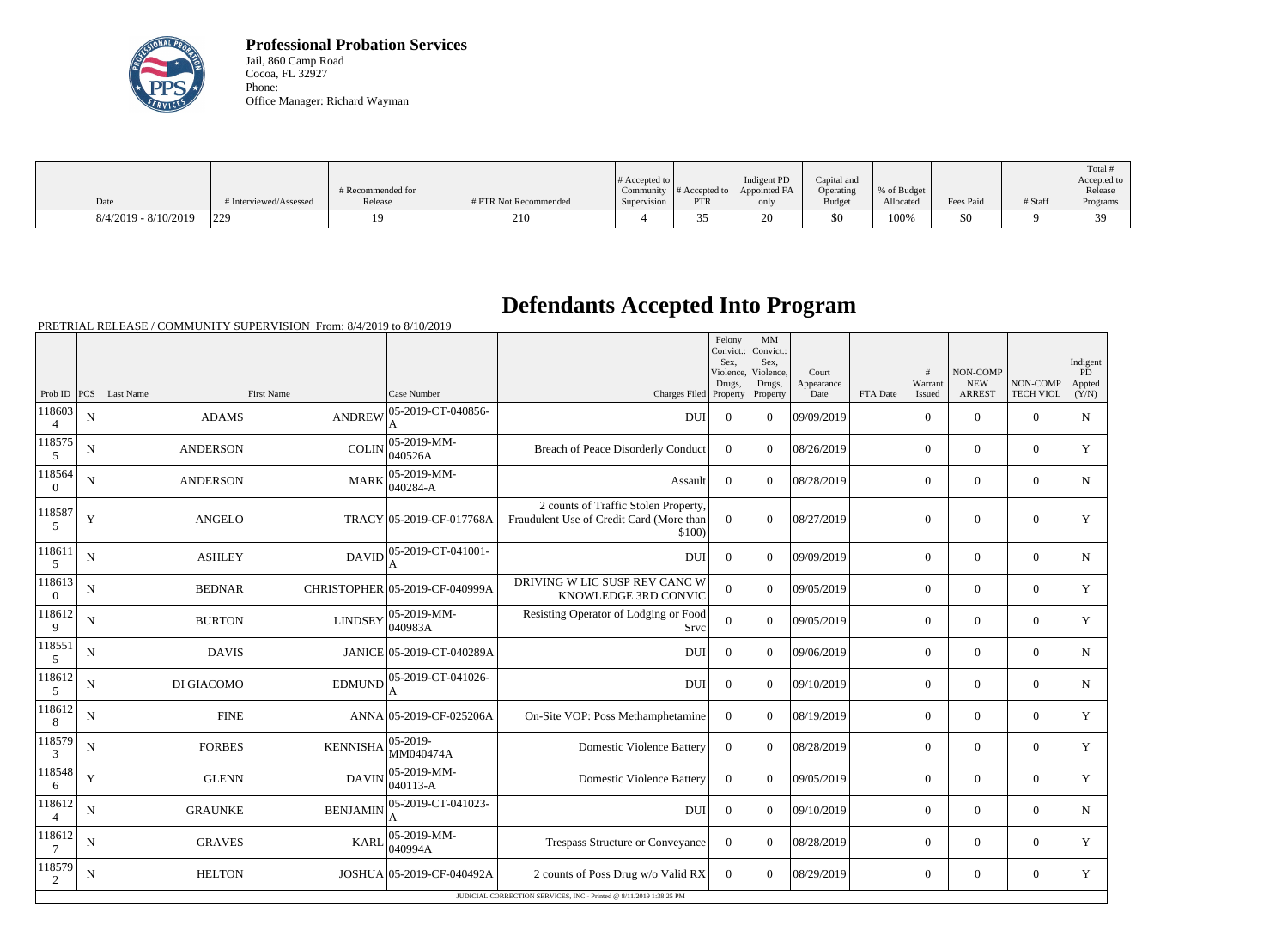**Professional Probation Services**
Jail, 860 Camp Road
Cocoa, FL 32927
Phone:
Office Manager: Richard Wayman

| Date | # Interviewed/Assessed | # Recommended for Release | # PTR Not Recommended | # Accepted to Community Supervision | # Accepted to PTR | Indigent PD Appointed FA only | Capital and Operating Budget | % of Budget Allocated | Fees Paid | # Staff | Total # Accepted to Release Programs |
|---|---|---|---|---|---|---|---|---|---|---|---|
| 8/4/2019 - 8/10/2019 | 229 | 19 | 210 | 4 | 35 | 20 | $0 | 100% | $0 | 9 | 39 |

# Defendants Accepted Into Program

PRETRIAL RELEASE / COMMUNITY SUPERVISION From: 8/4/2019 to 8/10/2019

| Prob ID | PCS | Last Name | First Name | Case Number | Charges Filed | Felony Convict.: Sex, Violence, Drugs, Property | MM Convict.: Sex, Violence, Drugs, Property | Court Appearance Date | FTA Date | # Warrant Issued | NON-COMP NEW ARREST | NON-COMP TECH VIOL | Indigent PD Appted (Y/N) |
|---|---|---|---|---|---|---|---|---|---|---|---|---|---|
| 1186034 | N | ADAMS | ANDREW | 05-2019-CT-040856-A | DUI | 0 | 0 | 09/09/2019 | | 0 | 0 | 0 | N |
| 1185755 | N | ANDERSON | COLIN | 05-2019-MM-040526A | Breach of Peace Disorderly Conduct | 0 | 0 | 08/26/2019 | | 0 | 0 | 0 | Y |
| 1185640 | N | ANDERSON | MARK | 05-2019-MM-040284-A | Assault | 0 | 0 | 08/28/2019 | | 0 | 0 | 0 | N |
| 1185875 | Y | ANGELO | TRACY | 05-2019-CF-017768A | 2 counts of Traffic Stolen Property, Fraudulent Use of Credit Card (More than $100) | 0 | 0 | 08/27/2019 | | 0 | 0 | 0 | Y |
| 1186115 | N | ASHLEY | DAVID | 05-2019-CT-041001-A | DUI | 0 | 0 | 09/09/2019 | | 0 | 0 | 0 | N |
| 1186130 | N | BEDNAR | CHRISTOPHER | 05-2019-CF-040999A | DRIVING W LIC SUSP REV CANC W KNOWLEDGE 3RD CONVIC | 0 | 0 | 09/05/2019 | | 0 | 0 | 0 | Y |
| 1186129 | N | BURTON | LINDSEY | 05-2019-MM-040983A | Resisting Operator of Lodging or Food Srvc | 0 | 0 | 09/05/2019 | | 0 | 0 | 0 | Y |
| 1185515 | N | DAVIS | JANICE | 05-2019-CT-040289A | DUI | 0 | 0 | 09/06/2019 | | 0 | 0 | 0 | N |
| 1186125 | N | DI GIACOMO | EDMUND | 05-2019-CT-041026-A | DUI | 0 | 0 | 09/10/2019 | | 0 | 0 | 0 | N |
| 1186128 | N | FINE | ANNA | 05-2019-CF-025206A | On-Site VOP: Poss Methamphetamine | 0 | 0 | 08/19/2019 | | 0 | 0 | 0 | Y |
| 1185793 | N | FORBES | KENNISHA | 05-2019-MM040474A | Domestic Violence Battery | 0 | 0 | 08/28/2019 | | 0 | 0 | 0 | Y |
| 1185486 | Y | GLENN | DAVIN | 05-2019-MM-040113-A | Domestic Violence Battery | 0 | 0 | 09/05/2019 | | 0 | 0 | 0 | Y |
| 1186124 | N | GRAUNKE | BENJAMIN | 05-2019-CT-041023-A | DUI | 0 | 0 | 09/10/2019 | | 0 | 0 | 0 | N |
| 1186127 | N | GRAVES | KARL | 05-2019-MM-040994A | Trespass Structure or Conveyance | 0 | 0 | 08/28/2019 | | 0 | 0 | 0 | Y |
| 1185792 | N | HELTON | JOSHUA | 05-2019-CF-040492A | 2 counts of Poss Drug w/o Valid RX | 0 | 0 | 08/29/2019 | | 0 | 0 | 0 | Y |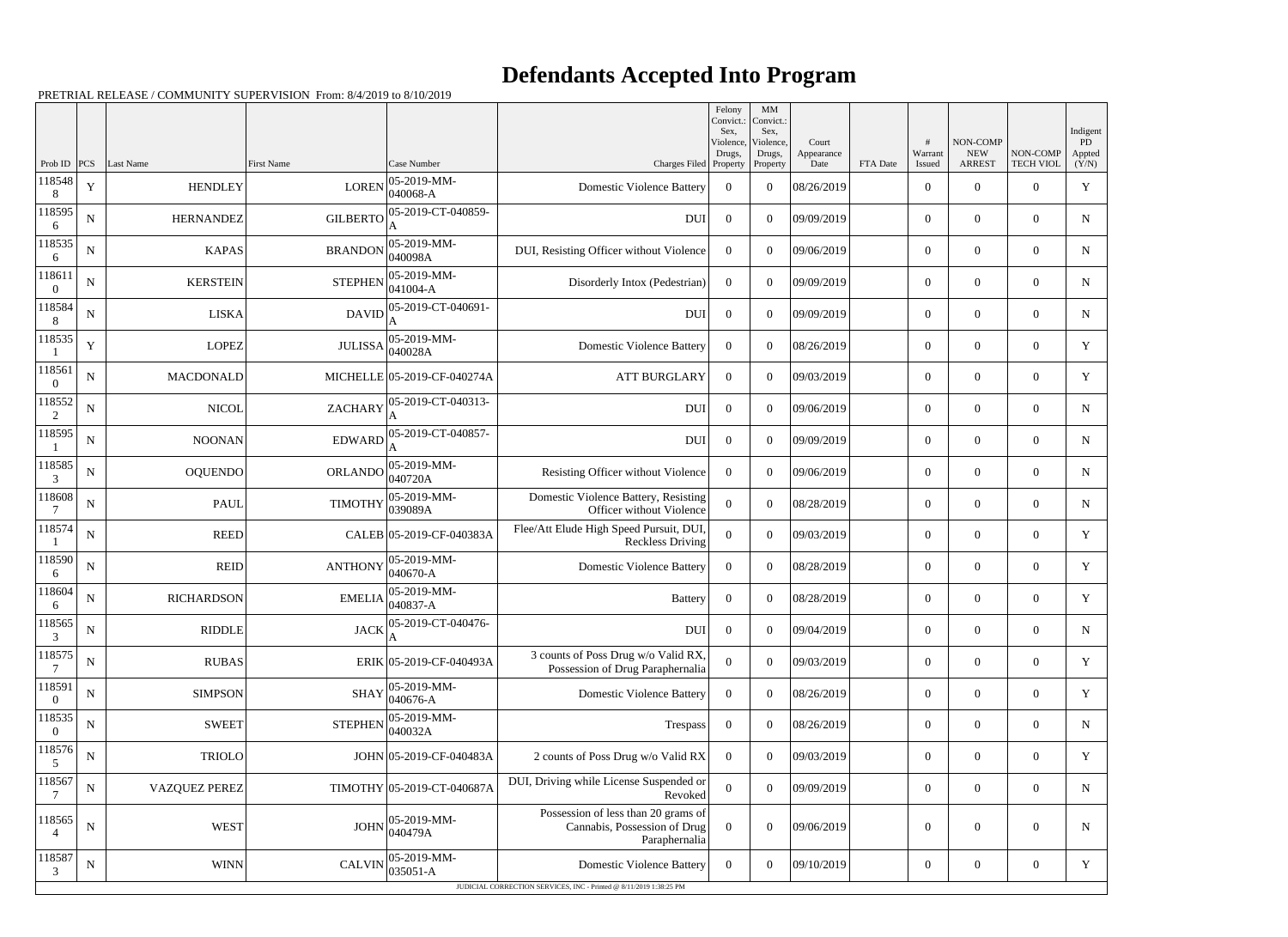# Defendants Accepted Into Program

PRETRIAL RELEASE / COMMUNITY SUPERVISION From: 8/4/2019 to 8/10/2019

| Prob ID | PCS | Last Name | First Name | Case Number | Charges Filed | Felony Convict.: Sex, Violence, Drugs, Property | MM Convict.: Sex, Violence, Drugs, Property | Court Appearance Date | FTA Date | # Warrant Issued | NON-COMP NEW ARREST | NON-COMP TECH VIOL | Indigent PD Appted (Y/N) |
|---|---|---|---|---|---|---|---|---|---|---|---|---|---|
| 1185488 | Y | HENDLEY | LOREN | 05-2019-MM-040068-A | Domestic Violence Battery | 0 | 0 | 08/26/2019 | | 0 | 0 | 0 | Y |
| 1185956 | N | HERNANDEZ | GILBERTO | 05-2019-CT-040859-A | DUI | 0 | 0 | 09/09/2019 | | 0 | 0 | 0 | N |
| 1185356 | N | KAPAS | BRANDON | 05-2019-MM-040098A | DUI, Resisting Officer without Violence | 0 | 0 | 09/06/2019 | | 0 | 0 | 0 | N |
| 1186110 | N | KERSTEIN | STEPHEN | 05-2019-MM-041004-A | Disorderly Intox (Pedestrian) | 0 | 0 | 09/09/2019 | | 0 | 0 | 0 | N |
| 1185848 | N | LISKA | DAVID | 05-2019-CT-040691-A | DUI | 0 | 0 | 09/09/2019 | | 0 | 0 | 0 | N |
| 1185351 | Y | LOPEZ | JULISSA | 05-2019-MM-040028A | Domestic Violence Battery | 0 | 0 | 08/26/2019 | | 0 | 0 | 0 | Y |
| 1185610 | N | MACDONALD | MICHELLE | 05-2019-CF-040274A | ATT BURGLARY | 0 | 0 | 09/03/2019 | | 0 | 0 | 0 | Y |
| 1185522 | N | NICOL | ZACHARY | 05-2019-CT-040313-A | DUI | 0 | 0 | 09/06/2019 | | 0 | 0 | 0 | N |
| 1185951 | N | NOONAN | EDWARD | 05-2019-CT-040857-A | DUI | 0 | 0 | 09/09/2019 | | 0 | 0 | 0 | N |
| 1185853 | N | OQUENDO | ORLANDO | 05-2019-MM-040720A | Resisting Officer without Violence | 0 | 0 | 09/06/2019 | | 0 | 0 | 0 | N |
| 1186087 | N | PAUL | TIMOTHY | 05-2019-MM-039089A | Domestic Violence Battery, Resisting Officer without Violence | 0 | 0 | 08/28/2019 | | 0 | 0 | 0 | N |
| 1185741 | N | REED | CALEB | 05-2019-CF-040383A | Flee/Att Elude High Speed Pursuit, DUI, Reckless Driving | 0 | 0 | 09/03/2019 | | 0 | 0 | 0 | Y |
| 1185906 | N | REID | ANTHONY | 05-2019-MM-040670-A | Domestic Violence Battery | 0 | 0 | 08/28/2019 | | 0 | 0 | 0 | Y |
| 1186046 | N | RICHARDSON | EMELIA | 05-2019-MM-040837-A | Battery | 0 | 0 | 08/28/2019 | | 0 | 0 | 0 | Y |
| 1185653 | N | RIDDLE | JACK | 05-2019-CT-040476-A | DUI | 0 | 0 | 09/04/2019 | | 0 | 0 | 0 | N |
| 1185757 | N | RUBAS | ERIK | 05-2019-CF-040493A | 3 counts of Poss Drug w/o Valid RX, Possession of Drug Paraphernalia | 0 | 0 | 09/03/2019 | | 0 | 0 | 0 | Y |
| 1185910 | N | SIMPSON | SHAY | 05-2019-MM-040676-A | Domestic Violence Battery | 0 | 0 | 08/26/2019 | | 0 | 0 | 0 | Y |
| 1185350 | N | SWEET | STEPHEN | 05-2019-MM-040032A | Trespass | 0 | 0 | 08/26/2019 | | 0 | 0 | 0 | N |
| 1185765 | N | TRIOLO | JOHN | 05-2019-CF-040483A | 2 counts of Poss Drug w/o Valid RX | 0 | 0 | 09/03/2019 | | 0 | 0 | 0 | Y |
| 1185677 | N | VAZQUEZ PEREZ | TIMOTHY | 05-2019-CT-040687A | DUI, Driving while License Suspended or Revoked | 0 | 0 | 09/09/2019 | | 0 | 0 | 0 | N |
| 1185654 | N | WEST | JOHN | 05-2019-MM-040479A | Possession of less than 20 grams of Cannabis, Possession of Drug Paraphernalia | 0 | 0 | 09/06/2019 | | 0 | 0 | 0 | N |
| 1185873 | N | WINN | CALVIN | 05-2019-MM-035051-A | Domestic Violence Battery | 0 | 0 | 09/10/2019 | | 0 | 0 | 0 | Y |

JUDICIAL CORRECTION SERVICES, INC - Printed @ 8/11/2019 1:38:25 PM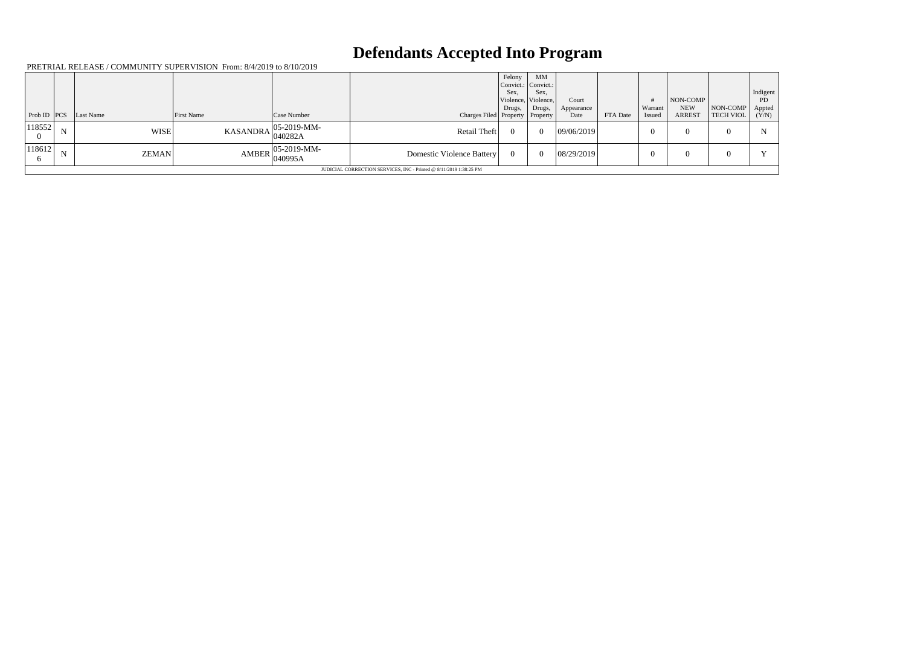# Defendants Accepted Into Program

PRETRIAL RELEASE / COMMUNITY SUPERVISION From: 8/4/2019 to 8/10/2019

| Prob ID | PCS | Last Name | First Name | Case Number | Charges Filed | Felony Convict.: Sex, Violence, Drugs, Property | MM Convict.: Sex, Violence, Drugs, Property | Court Appearance Date | FTA Date | # Warrant Issued | NON-COMP NEW ARREST | NON-COMP TECH VIOL | Indigent PD Appted (Y/N) |
|---|---|---|---|---|---|---|---|---|---|---|---|---|---|
| 1185520 | N | WISE | KASANDRA | 05-2019-MM-040282A | Retail Theft | 0 | 0 | 09/06/2019 | | 0 | 0 | 0 | N |
| 1186126 | N | ZEMAN | AMBER | 05-2019-MM-040995A | Domestic Violence Battery | 0 | 0 | 08/29/2019 | | 0 | 0 | 0 | Y |

JUDICIAL CORRECTION SERVICES, INC - Printed @ 8/11/2019 1:38:25 PM